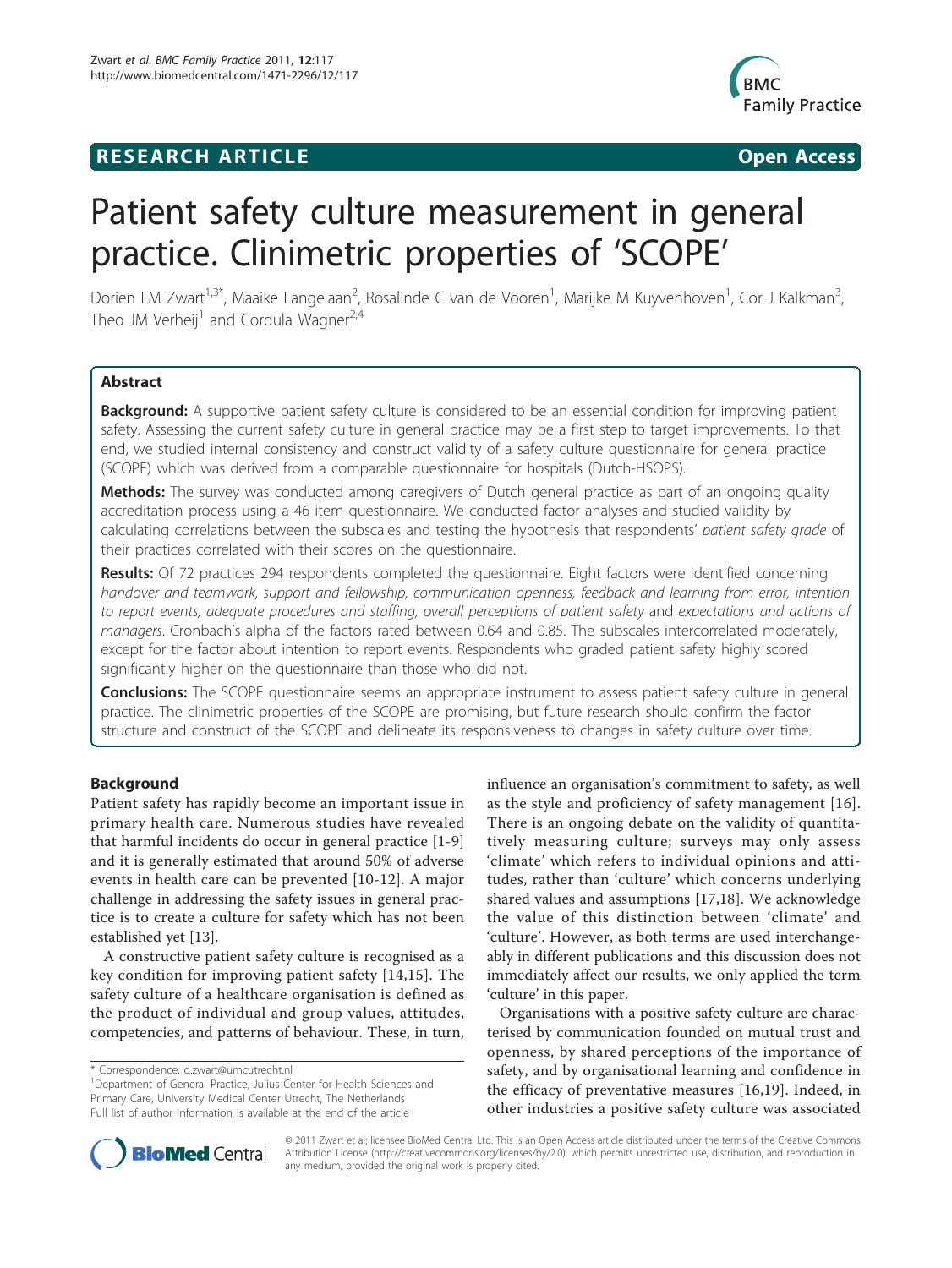RESEARCH ARTICLE Open Access

# Patient safety culture measurement in general practice. Clinimetric properties of 'SCOPE'

Dorien LM Zwart[1,3*], Maaike Langelaan[2], Rosalinde C van de Vooren[1], Marijke M Kuyvenhoven[1], Cor J Kalkman[3], Theo JM Verheij[1] and Cordula Wagner[2,4]

## Abstract

**Background:** A supportive patient safety culture is considered to be an essential condition for improving patient safety. Assessing the current safety culture in general practice may be a first step to target improvements. To that end, we studied internal consistency and construct validity of a safety culture questionnaire for general practice (SCOPE) which was derived from a comparable questionnaire for hospitals (Dutch-HSOPS).

**Methods:** The survey was conducted among caregivers of Dutch general practice as part of an ongoing quality accreditation process using a 46 item questionnaire. We conducted factor analyses and studied validity by calculating correlations between the subscales and testing the hypothesis that respondents' *patient safety grade* of their practices correlated with their scores on the questionnaire.

**Results:** Of 72 practices 294 respondents completed the questionnaire. Eight factors were identified concerning *handover and teamwork, support and fellowship, communication openness, feedback and learning from error, intention to report events, adequate procedures and staffing, overall perceptions of patient safety* and *expectations and actions of managers*. Cronbach's alpha of the factors rated between 0.64 and 0.85. The subscales intercorrelated moderately, except for the factor about intention to report events. Respondents who graded patient safety highly scored significantly higher on the questionnaire than those who did not.

**Conclusions:** The SCOPE questionnaire seems an appropriate instrument to assess patient safety culture in general practice. The clinimetric properties of the SCOPE are promising, but future research should confirm the factor structure and construct of the SCOPE and delineate its responsiveness to changes in safety culture over time.

## Background

Patient safety has rapidly become an important issue in primary health care. Numerous studies have revealed that harmful incidents do occur in general practice [1-9] and it is generally estimated that around 50% of adverse events in health care can be prevented [10-12]. A major challenge in addressing the safety issues in general practice is to create a culture for safety which has not been established yet [13].

A constructive patient safety culture is recognised as a key condition for improving patient safety [14,15]. The safety culture of a healthcare organisation is defined as the product of individual and group values, attitudes, competencies, and patterns of behaviour. These, in turn, influence an organisation's commitment to safety, as well as the style and proficiency of safety management [16]. There is an ongoing debate on the validity of quantitatively measuring culture; surveys may only assess 'climate' which refers to individual opinions and attitudes, rather than 'culture' which concerns underlying shared values and assumptions [17,18]. We acknowledge the value of this distinction between 'climate' and 'culture'. However, as both terms are used interchangeably in different publications and this discussion does not immediately affect our results, we only applied the term 'culture' in this paper.

Organisations with a positive safety culture are characterised by communication founded on mutual trust and openness, by shared perceptions of the importance of safety, and by organisational learning and confidence in the efficacy of preventative measures [16,19]. Indeed, in other industries a positive safety culture was associated

\* Correspondence: d.zwart@umcutrecht.nl
[1]Department of General Practice, Julius Center for Health Sciences and Primary Care, University Medical Center Utrecht, The Netherlands
Full list of author information is available at the end of the article

© 2011 Zwart et al; licensee BioMed Central Ltd. This is an Open Access article distributed under the terms of the Creative Commons Attribution License (http://creativecommons.org/licenses/by/2.0), which permits unrestricted use, distribution, and reproduction in any medium, provided the original work is properly cited.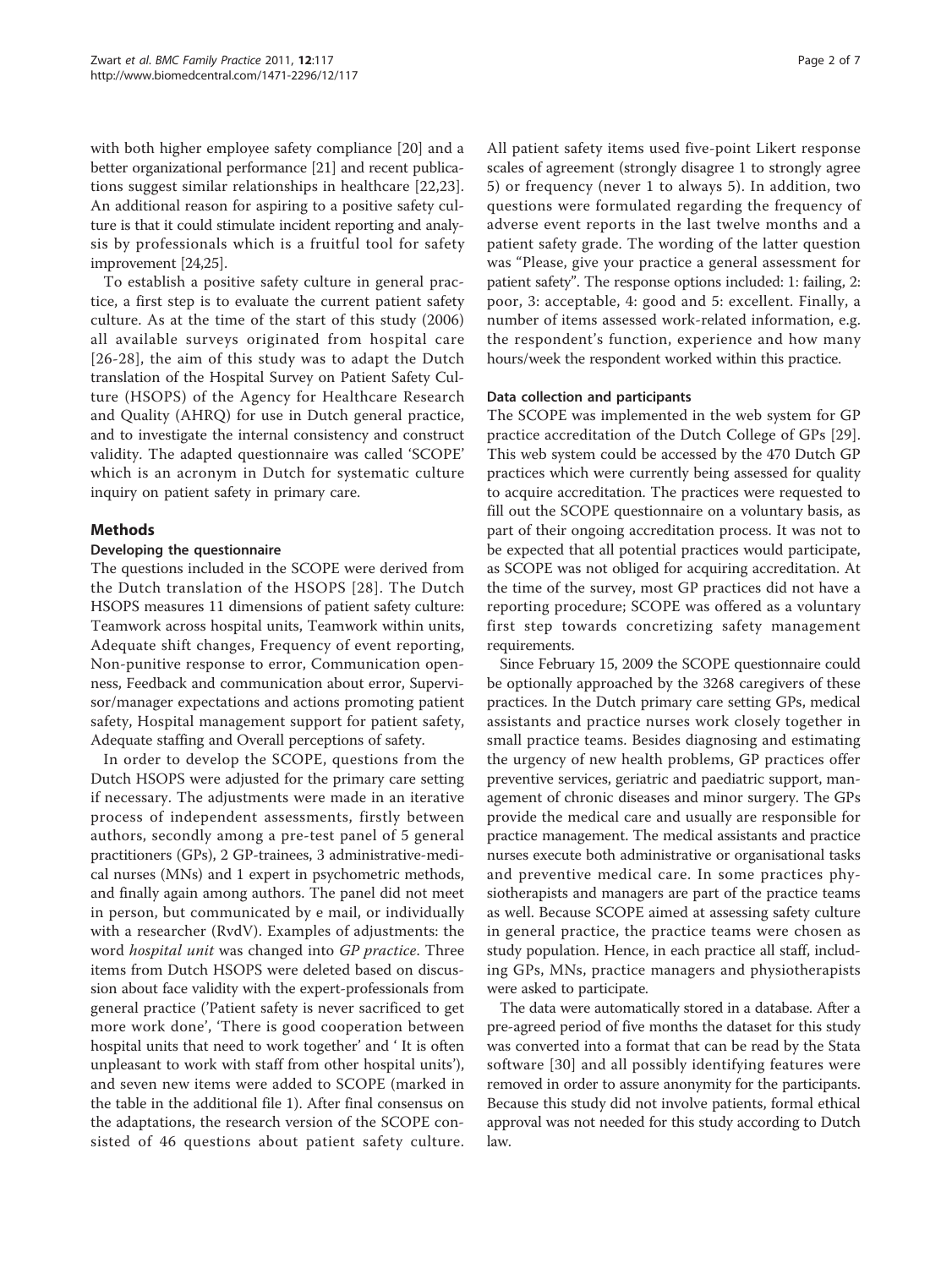with both higher employee safety compliance [20] and a better organizational performance [21] and recent publications suggest similar relationships in healthcare [22,23]. An additional reason for aspiring to a positive safety culture is that it could stimulate incident reporting and analysis by professionals which is a fruitful tool for safety improvement [24,25].

To establish a positive safety culture in general practice, a first step is to evaluate the current patient safety culture. As at the time of the start of this study (2006) all available surveys originated from hospital care [26-28], the aim of this study was to adapt the Dutch translation of the Hospital Survey on Patient Safety Culture (HSOPS) of the Agency for Healthcare Research and Quality (AHRQ) for use in Dutch general practice, and to investigate the internal consistency and construct validity. The adapted questionnaire was called 'SCOPE' which is an acronym in Dutch for systematic culture inquiry on patient safety in primary care.

## Methods

### Developing the questionnaire

The questions included in the SCOPE were derived from the Dutch translation of the HSOPS [28]. The Dutch HSOPS measures 11 dimensions of patient safety culture: Teamwork across hospital units, Teamwork within units, Adequate shift changes, Frequency of event reporting, Non-punitive response to error, Communication openness, Feedback and communication about error, Supervisor/manager expectations and actions promoting patient safety, Hospital management support for patient safety, Adequate staffing and Overall perceptions of safety.

In order to develop the SCOPE, questions from the Dutch HSOPS were adjusted for the primary care setting if necessary. The adjustments were made in an iterative process of independent assessments, firstly between authors, secondly among a pre-test panel of 5 general practitioners (GPs), 2 GP-trainees, 3 administrative-medical nurses (MNs) and 1 expert in psychometric methods, and finally again among authors. The panel did not meet in person, but communicated by e mail, or individually with a researcher (RvdV). Examples of adjustments: the word *hospital unit* was changed into *GP practice*. Three items from Dutch HSOPS were deleted based on discussion about face validity with the expert-professionals from general practice ('Patient safety is never sacrificed to get more work done', 'There is good cooperation between hospital units that need to work together' and ' It is often unpleasant to work with staff from other hospital units'), and seven new items were added to SCOPE (marked in the table in the additional file 1). After final consensus on the adaptations, the research version of the SCOPE consisted of 46 questions about patient safety culture. All patient safety items used five-point Likert response scales of agreement (strongly disagree 1 to strongly agree 5) or frequency (never 1 to always 5). In addition, two questions were formulated regarding the frequency of adverse event reports in the last twelve months and a patient safety grade. The wording of the latter question was "Please, give your practice a general assessment for patient safety". The response options included: 1: failing, 2: poor, 3: acceptable, 4: good and 5: excellent. Finally, a number of items assessed work-related information, e.g. the respondent's function, experience and how many hours/week the respondent worked within this practice.

### Data collection and participants

The SCOPE was implemented in the web system for GP practice accreditation of the Dutch College of GPs [29]. This web system could be accessed by the 470 Dutch GP practices which were currently being assessed for quality to acquire accreditation. The practices were requested to fill out the SCOPE questionnaire on a voluntary basis, as part of their ongoing accreditation process. It was not to be expected that all potential practices would participate, as SCOPE was not obliged for acquiring accreditation. At the time of the survey, most GP practices did not have a reporting procedure; SCOPE was offered as a voluntary first step towards concretizing safety management requirements.

Since February 15, 2009 the SCOPE questionnaire could be optionally approached by the 3268 caregivers of these practices. In the Dutch primary care setting GPs, medical assistants and practice nurses work closely together in small practice teams. Besides diagnosing and estimating the urgency of new health problems, GP practices offer preventive services, geriatric and paediatric support, management of chronic diseases and minor surgery. The GPs provide the medical care and usually are responsible for practice management. The medical assistants and practice nurses execute both administrative or organisational tasks and preventive medical care. In some practices physiotherapists and managers are part of the practice teams as well. Because SCOPE aimed at assessing safety culture in general practice, the practice teams were chosen as study population. Hence, in each practice all staff, including GPs, MNs, practice managers and physiotherapists were asked to participate.

The data were automatically stored in a database. After a pre-agreed period of five months the dataset for this study was converted into a format that can be read by the Stata software [30] and all possibly identifying features were removed in order to assure anonymity for the participants. Because this study did not involve patients, formal ethical approval was not needed for this study according to Dutch law.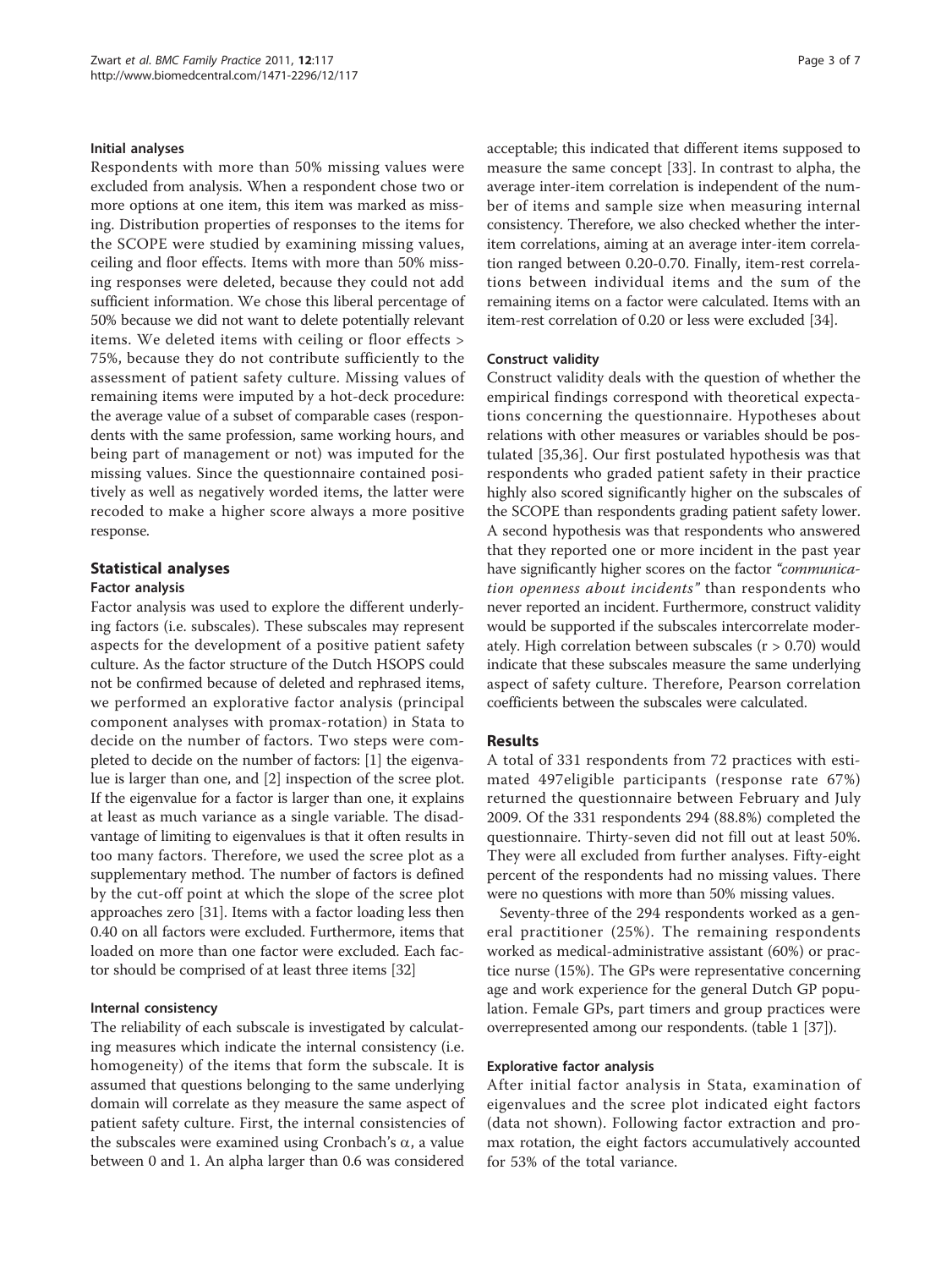#### Initial analyses

Respondents with more than 50% missing values were excluded from analysis. When a respondent chose two or more options at one item, this item was marked as missing. Distribution properties of responses to the items for the SCOPE were studied by examining missing values, ceiling and floor effects. Items with more than 50% missing responses were deleted, because they could not add sufficient information. We chose this liberal percentage of 50% because we did not want to delete potentially relevant items. We deleted items with ceiling or floor effects > 75%, because they do not contribute sufficiently to the assessment of patient safety culture. Missing values of remaining items were imputed by a hot-deck procedure: the average value of a subset of comparable cases (respondents with the same profession, same working hours, and being part of management or not) was imputed for the missing values. Since the questionnaire contained positively as well as negatively worded items, the latter were recoded to make a higher score always a more positive response.

### Statistical analyses

#### Factor analysis

Factor analysis was used to explore the different underlying factors (i.e. subscales). These subscales may represent aspects for the development of a positive patient safety culture. As the factor structure of the Dutch HSOPS could not be confirmed because of deleted and rephrased items, we performed an explorative factor analysis (principal component analyses with promax-rotation) in Stata to decide on the number of factors. Two steps were completed to decide on the number of factors: [1] the eigenvalue is larger than one, and [2] inspection of the scree plot. If the eigenvalue for a factor is larger than one, it explains at least as much variance as a single variable. The disadvantage of limiting to eigenvalues is that it often results in too many factors. Therefore, we used the scree plot as a supplementary method. The number of factors is defined by the cut-off point at which the slope of the scree plot approaches zero [31]. Items with a factor loading less then 0.40 on all factors were excluded. Furthermore, items that loaded on more than one factor were excluded. Each factor should be comprised of at least three items [32]

#### Internal consistency

The reliability of each subscale is investigated by calculating measures which indicate the internal consistency (i.e. homogeneity) of the items that form the subscale. It is assumed that questions belonging to the same underlying domain will correlate as they measure the same aspect of patient safety culture. First, the internal consistencies of the subscales were examined using Cronbach's $\alpha$, a value between 0 and 1. An alpha larger than 0.6 was considered acceptable; this indicated that different items supposed to measure the same concept [33]. In contrast to alpha, the average inter-item correlation is independent of the number of items and sample size when measuring internal consistency. Therefore, we also checked whether the inter-item correlations, aiming at an average inter-item correlation ranged between 0.20-0.70. Finally, item-rest correlations between individual items and the sum of the remaining items on a factor were calculated. Items with an item-rest correlation of 0.20 or less were excluded [34].

#### Construct validity

Construct validity deals with the question of whether the empirical findings correspond with theoretical expectations concerning the questionnaire. Hypotheses about relations with other measures or variables should be postulated [35,36]. Our first postulated hypothesis was that respondents who graded patient safety in their practice highly also scored significantly higher on the subscales of the SCOPE than respondents grading patient safety lower. A second hypothesis was that respondents who answered that they reported one or more incident in the past year have significantly higher scores on the factor *"communication openness about incidents"* than respondents who never reported an incident. Furthermore, construct validity would be supported if the subscales intercorrelate moderately. High correlation between subscales ($r > 0.70$) would indicate that these subscales measure the same underlying aspect of safety culture. Therefore, Pearson correlation coefficients between the subscales were calculated.

## Results

A total of 331 respondents from 72 practices with estimated 497eligible participants (response rate 67%) returned the questionnaire between February and July 2009. Of the 331 respondents 294 (88.8%) completed the questionnaire. Thirty-seven did not fill out at least 50%. They were all excluded from further analyses. Fifty-eight percent of the respondents had no missing values. There were no questions with more than 50% missing values.

Seventy-three of the 294 respondents worked as a general practitioner (25%). The remaining respondents worked as medical-administrative assistant (60%) or practice nurse (15%). The GPs were representative concerning age and work experience for the general Dutch GP population. Female GPs, part timers and group practices were overrepresented among our respondents. (table 1 [37]).

#### Explorative factor analysis

After initial factor analysis in Stata, examination of eigenvalues and the scree plot indicated eight factors (data not shown). Following factor extraction and promax rotation, the eight factors accumulatively accounted for 53% of the total variance.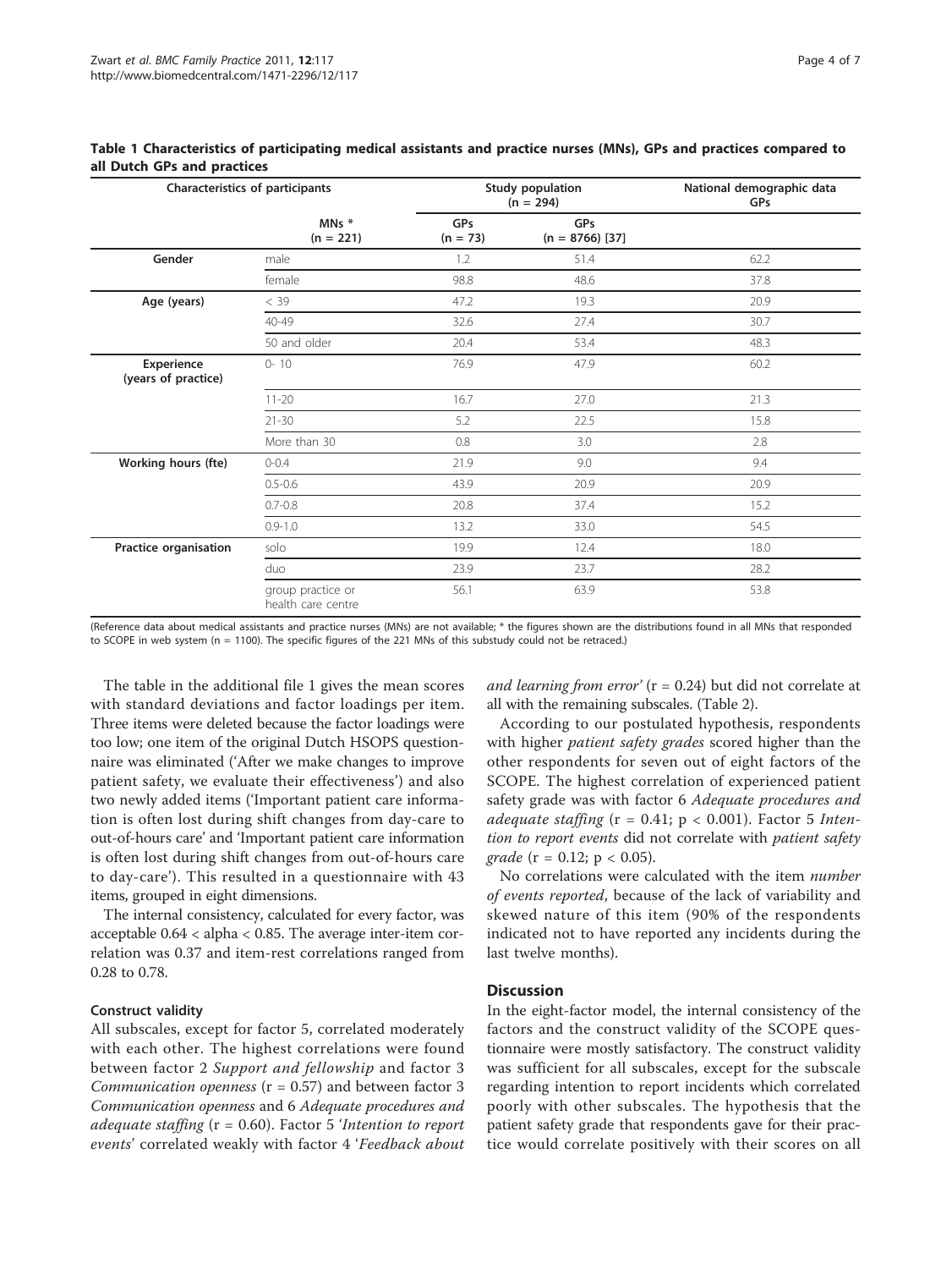**Table 1 Characteristics of participating medical assistants and practice nurses (MNs), GPs and practices compared to all Dutch GPs and practices**

| Characteristics of participants | | Study population (n = 294) | | National demographic data GPs |
|---|---|---|---|---|
| | | MNs * (n = 221) | GPs (n = 73) | GPs (n = 8766) [37] |
| **Gender** | male | 1.2 | 51.4 | 62.2 |
| | female | 98.8 | 48.6 | 37.8 |
| **Age (years)** | < 39 | 47.2 | 19.3 | 20.9 |
| | 40-49 | 32.6 | 27.4 | 30.7 |
| | 50 and older | 20.4 | 53.4 | 48.3 |
| **Experience (years of practice)** | 0- 10 | 76.9 | 47.9 | 60.2 |
| | 11-20 | 16.7 | 27.0 | 21.3 |
| | 21-30 | 5.2 | 22.5 | 15.8 |
| | More than 30 | 0.8 | 3.0 | 2.8 |
| **Working hours (fte)** | 0-0.4 | 21.9 | 9.0 | 9.4 |
| | 0.5-0.6 | 43.9 | 20.9 | 20.9 |
| | 0.7-0.8 | 20.8 | 37.4 | 15.2 |
| | 0.9-1.0 | 13.2 | 33.0 | 54.5 |
| **Practice organisation** | solo | 19.9 | 12.4 | 18.0 |
| | duo | 23.9 | 23.7 | 28.2 |
| | group practice or health care centre | 56.1 | 63.9 | 53.8 |

(Reference data about medical assistants and practice nurses (MNs) are not available; * the figures shown are the distributions found in all MNs that responded to SCOPE in web system (n = 1100). The specific figures of the 221 MNs of this substudy could not be retraced.)

The table in the additional file 1 gives the mean scores with standard deviations and factor loadings per item. Three items were deleted because the factor loadings were too low; one item of the original Dutch HSOPS questionnaire was eliminated ('After we make changes to improve patient safety, we evaluate their effectiveness') and also two newly added items ('Important patient care information is often lost during shift changes from day-care to out-of-hours care' and 'Important patient care information is often lost during shift changes from out-of-hours care to day-care'). This resulted in a questionnaire with 43 items, grouped in eight dimensions.

The internal consistency, calculated for every factor, was acceptable 0.64 < alpha < 0.85. The average inter-item correlation was 0.37 and item-rest correlations ranged from 0.28 to 0.78.

#### Construct validity

All subscales, except for factor 5, correlated moderately with each other. The highest correlations were found between factor 2 *Support and fellowship* and factor 3 *Communication openness* ($r = 0.57$) and between factor 3 *Communication openness* and 6 *Adequate procedures and adequate staffing* ($r = 0.60$). Factor 5 '*Intention to report events*' correlated weakly with factor 4 '*Feedback about and learning from error*' ($r = 0.24$) but did not correlate at all with the remaining subscales. (Table 2).

According to our postulated hypothesis, respondents with higher *patient safety grades* scored higher than the other respondents for seven out of eight factors of the SCOPE. The highest correlation of experienced patient safety grade was with factor 6 *Adequate procedures and adequate staffing* ($r = 0.41$; $p < 0.001$). Factor 5 *Intention to report events* did not correlate with *patient safety grade* ($r = 0.12$; $p < 0.05$).

No correlations were calculated with the item *number of events reported*, because of the lack of variability and skewed nature of this item (90% of the respondents indicated not to have reported any incidents during the last twelve months).

## Discussion

In the eight-factor model, the internal consistency of the factors and the construct validity of the SCOPE questionnaire were mostly satisfactory. The construct validity was sufficient for all subscales, except for the subscale regarding intention to report incidents which correlated poorly with other subscales. The hypothesis that the patient safety grade that respondents gave for their practice would correlate positively with their scores on all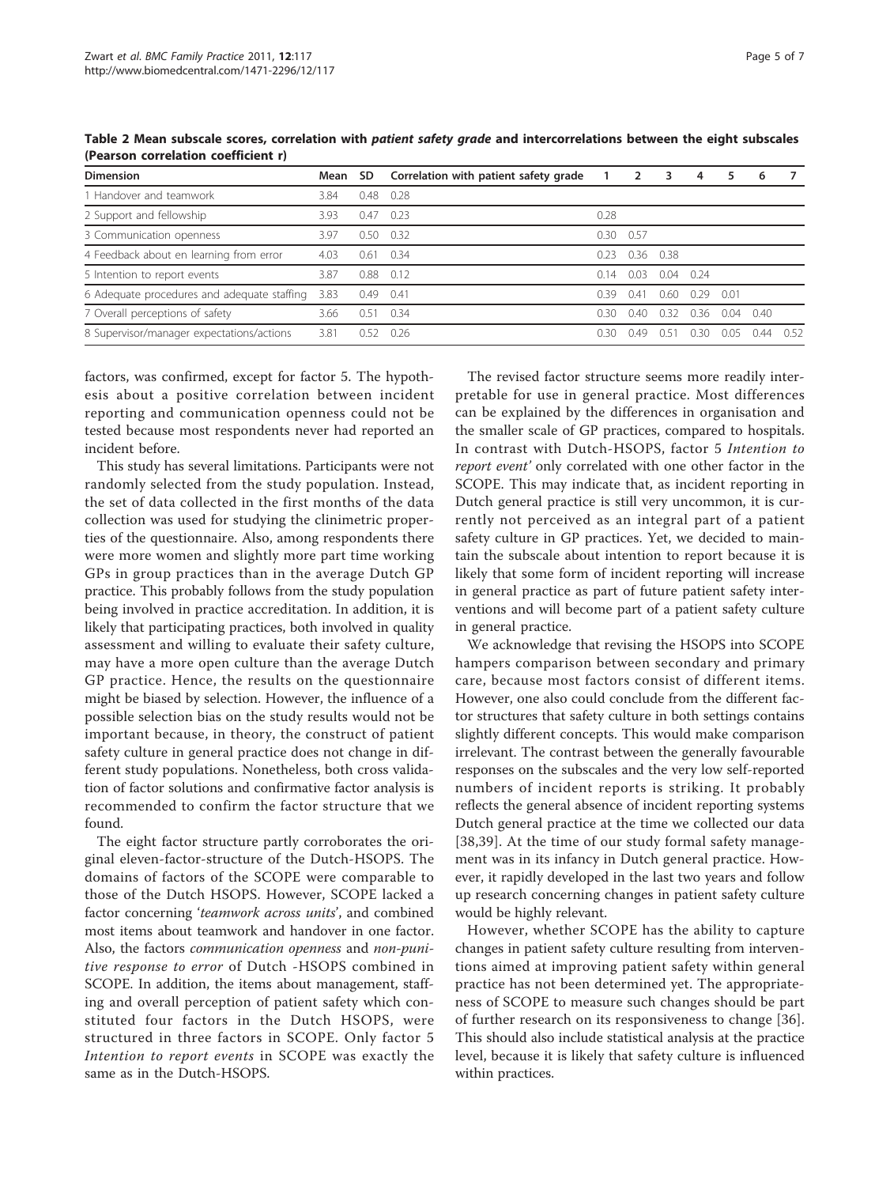**Table 2 Mean subscale scores, correlation with *patient safety grade* and intercorrelations between the eight subscales (Pearson correlation coefficient r)**

| Dimension | Mean | SD | Correlation with patient safety grade | 1 | 2 | 3 | 4 | 5 | 6 | 7 |
|---|---|---|---|---|---|---|---|---|---|---|
| 1 Handover and teamwork | 3.84 | 0.48 | 0.28 | | | | | | | |
| 2 Support and fellowship | 3.93 | 0.47 | 0.23 | 0.28 | | | | | | |
| 3 Communication openness | 3.97 | 0.50 | 0.32 | 0.30 | 0.57 | | | | | |
| 4 Feedback about en learning from error | 4.03 | 0.61 | 0.34 | 0.23 | 0.36 | 0.38 | | | | |
| 5 Intention to report events | 3.87 | 0.88 | 0.12 | 0.14 | 0.03 | 0.04 | 0.24 | | | |
| 6 Adequate procedures and adequate staffing | 3.83 | 0.49 | 0.41 | 0.39 | 0.41 | 0.60 | 0.29 | 0.01 | | |
| 7 Overall perceptions of safety | 3.66 | 0.51 | 0.34 | 0.30 | 0.40 | 0.32 | 0.36 | 0.04 | 0.40 | |
| 8 Supervisor/manager expectations/actions | 3.81 | 0.52 | 0.26 | 0.30 | 0.49 | 0.51 | 0.30 | 0.05 | 0.44 | 0.52 |

factors, was confirmed, except for factor 5. The hypothesis about a positive correlation between incident reporting and communication openness could not be tested because most respondents never had reported an incident before.

This study has several limitations. Participants were not randomly selected from the study population. Instead, the set of data collected in the first months of the data collection was used for studying the clinimetric properties of the questionnaire. Also, among respondents there were more women and slightly more part time working GPs in group practices than in the average Dutch GP practice. This probably follows from the study population being involved in practice accreditation. In addition, it is likely that participating practices, both involved in quality assessment and willing to evaluate their safety culture, may have a more open culture than the average Dutch GP practice. Hence, the results on the questionnaire might be biased by selection. However, the influence of a possible selection bias on the study results would not be important because, in theory, the construct of patient safety culture in general practice does not change in different study populations. Nonetheless, both cross validation of factor solutions and confirmative factor analysis is recommended to confirm the factor structure that we found.

The eight factor structure partly corroborates the original eleven-factor-structure of the Dutch-HSOPS. The domains of factors of the SCOPE were comparable to those of the Dutch HSOPS. However, SCOPE lacked a factor concerning '*teamwork across units*', and combined most items about teamwork and handover in one factor. Also, the factors *communication openness* and *non-punitive response to error* of Dutch -HSOPS combined in SCOPE. In addition, the items about management, staffing and overall perception of patient safety which constituted four factors in the Dutch HSOPS, were structured in three factors in SCOPE. Only factor 5 *Intention to report events* in SCOPE was exactly the same as in the Dutch-HSOPS.

The revised factor structure seems more readily interpretable for use in general practice. Most differences can be explained by the differences in organisation and the smaller scale of GP practices, compared to hospitals. In contrast with Dutch-HSOPS, factor 5 *Intention to report event'* only correlated with one other factor in the SCOPE. This may indicate that, as incident reporting in Dutch general practice is still very uncommon, it is currently not perceived as an integral part of a patient safety culture in GP practices. Yet, we decided to maintain the subscale about intention to report because it is likely that some form of incident reporting will increase in general practice as part of future patient safety interventions and will become part of a patient safety culture in general practice.

We acknowledge that revising the HSOPS into SCOPE hampers comparison between secondary and primary care, because most factors consist of different items. However, one also could conclude from the different factor structures that safety culture in both settings contains slightly different concepts. This would make comparison irrelevant. The contrast between the generally favourable responses on the subscales and the very low self-reported numbers of incident reports is striking. It probably reflects the general absence of incident reporting systems Dutch general practice at the time we collected our data [38,39]. At the time of our study formal safety management was in its infancy in Dutch general practice. However, it rapidly developed in the last two years and follow up research concerning changes in patient safety culture would be highly relevant.

However, whether SCOPE has the ability to capture changes in patient safety culture resulting from interventions aimed at improving patient safety within general practice has not been determined yet. The appropriateness of SCOPE to measure such changes should be part of further research on its responsiveness to change [36]. This should also include statistical analysis at the practice level, because it is likely that safety culture is influenced within practices.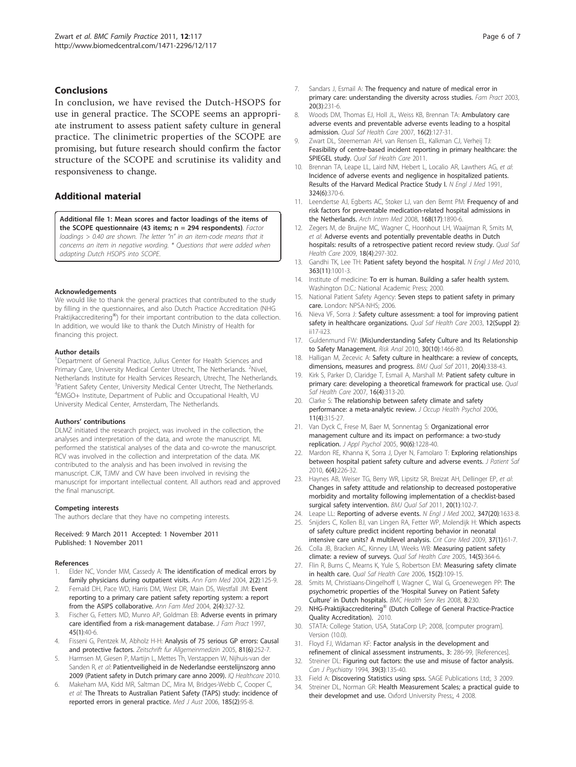## Conclusions

In conclusion, we have revised the Dutch-HSOPS for use in general practice. The SCOPE seems an appropriate instrument to assess patient safety culture in general practice. The clinimetric properties of the SCOPE are promising, but future research should confirm the factor structure of the SCOPE and scrutinise its validity and responsiveness to change.

## Additional material

**Additional file 1: Mean scores and factor loadings of the items of the SCOPE questionnaire (43 items; n = 294 respondents)**. *Factor loadings > 0.40 are shown. The letter "n" in an item-code means that it concerns an item in negative wording. * Questions that were added when adapting Dutch HSOPS into SCOPE.*

#### Acknowledgements

We would like to thank the general practices that contributed to the study by filling in the questionnaires, and also Dutch Practice Accreditation (NHG Praktijkaccreditering®) for their important contribution to the data collection. In addition, we would like to thank the Dutch Ministry of Health for financing this project.

#### Author details

[1]Department of General Practice, Julius Center for Health Sciences and Primary Care, University Medical Center Utrecht, The Netherlands. [2]Nivel, Netherlands Institute for Health Services Research, Utrecht, The Netherlands. [3]Patient Safety Center, University Medical Center Utrecht, The Netherlands. [4]EMGO+ Institute, Department of Public and Occupational Health, VU University Medical Center, Amsterdam, The Netherlands.

#### Authors' contributions

DLMZ initiated the research project, was involved in the collection, the analyses and interpretation of the data, and wrote the manuscript. ML performed the statistical analyses of the data and co-wrote the manuscript. RCV was involved in the collection and interpretation of the data. MK contributed to the analysis and has been involved in revising the manuscript. CJK, TJMV and CW have been involved in revising the manuscript for important intellectual content. All authors read and approved the final manuscript.

#### Competing interests

The authors declare that they have no competing interests.

Received: 9 March 2011 Accepted: 1 November 2011
Published: 1 November 2011

#### References

1. Elder NC, Vonder MM, Cassedy A: **The identification of medical errors by family physicians during outpatient visits.** *Ann Fam Med* 2004, **2(2)**:125-9.
2. Fernald DH, Pace WD, Harris DM, West DR, Main DS, Westfall JM: **Event reporting to a primary care patient safety reporting system: a report from the ASIPS collaborative.** *Ann Fam Med* 2004, **2(4)**:327-32.
3. Fischer G, Fetters MD, Munro AP, Goldman EB: **Adverse events in primary care identified from a risk-management database.** *J Fam Pract* 1997, **45(1)**:40-6.
4. Fisseni G, Pentzek M, Abholz H-H: **Analysis of 75 serious GP errors: Causal and protective factors.** *Zeitschrift fur Allgemeinmedizin* 2005, **81(6)**:252-7.
5. Harmsen M, Giesen P, Martijn L, Mettes Th, Verstappen W, Nijhuis-van der Sanden R, *et al*: **Patientveiligheid in de Nederlandse eerstelijnszorg anno 2009 (Patient safety in Dutch primary care anno 2009).** *IQ Healthcare* 2010.
6. Makeham MA, Kidd MR, Saltman DC, Mira M, Bridges-Webb C, Cooper C, *et al*: **The Threats to Australian Patient Safety (TAPS) study: incidence of reported errors in general practice.** *Med J Aust* 2006, **185(2)**:95-8.
7. Sandars J, Esmail A: **The frequency and nature of medical error in primary care: understanding the diversity across studies.** *Fam Pract* 2003, **20(3)**:231-6.
8. Woods DM, Thomas EJ, Holl JL, Weiss KB, Brennan TA: **Ambulatory care adverse events and preventable adverse events leading to a hospital admission.** *Qual Saf Health Care* 2007, **16(2)**:127-31.
9. Zwart DL, Steerneman AH, van Rensen EL, Kalkman CJ, Verheij TJ: **Feasibility of centre-based incident reporting in primary healthcare: the SPIEGEL study.** *Qual Saf Health Care* 2011.
10. Brennan TA, Leape LL, Laird NM, Hebert L, Localio AR, Lawthers AG, *et al*: **Incidence of adverse events and negligence in hospitalized patients. Results of the Harvard Medical Practice Study I.** *N Engl J Med* 1991, **324(6)**:370-6.
11. Leendertse AJ, Egberts AC, Stoker LJ, van den Bemt PM: **Frequency of and risk factors for preventable medication-related hospital admissions in the Netherlands.** *Arch Intern Med* 2008, **168(17)**:1890-6.
12. Zegers M, de Bruijne MC, Wagner C, Hoonhout LH, Waaijman R, Smits M, *et al*: **Adverse events and potentially preventable deaths in Dutch hospitals: results of a retrospective patient record review study.** *Qual Saf Health Care* 2009, **18(4)**:297-302.
13. Gandhi TK, Lee TH: **Patient safety beyond the hospital.** *N Engl J Med* 2010, **363(11)**:1001-3.
14. Institute of medicine: **To err is human. Building a safer health system.** Washington D.C.: National Academic Press; 2000.
15. National Patient Safety Agency: **Seven steps to patient safety in primary care.** London: NPSA-NHS; 2006.
16. Nieva VF, Sorra J: **Safety culture assessment: a tool for improving patient safety in healthcare organizations.** *Qual Saf Health Care* 2003, **12(Suppl 2)**: ii17-ii23.
17. Guldenmund FW: **(Mis)understanding Safety Culture and Its Relationship to Safety Management.** *Risk Anal* 2010, **30(10)**:1466-80.
18. Halligan M, Zecevic A: **Safety culture in healthcare: a review of concepts, dimensions, measures and progress.** *BMJ Qual Saf* 2011, **20(4)**:338-43.
19. Kirk S, Parker D, Claridge T, Esmail A, Marshall M: **Patient safety culture in primary care: developing a theoretical framework for practical use.** *Qual Saf Health Care* 2007, **16(4)**:313-20.
20. Clarke S: **The relationship between safety climate and safety performance: a meta-analytic review.** *J Occup Health Psychol* 2006, **11(4)**:315-27.
21. Van Dyck C, Frese M, Baer M, Sonnentag S: **Organizational error management culture and its impact on performance: a two-study replication.** *J Appl Psychol* 2005, **90(6)**:1228-40.
22. Mardon RE, Khanna K, Sorra J, Dyer N, Famolaro T: **Exploring relationships between hospital patient safety culture and adverse events.** *J Patient Saf* 2010, **6(4)**:226-32.
23. Haynes AB, Weiser TG, Berry WR, Lipsitz SR, Breizat AH, Dellinger EP, *et al*: **Changes in safety attitude and relationship to decreased postoperative morbidity and mortality following implementation of a checklist-based surgical safety intervention.** *BMJ Qual Saf* 2011, **20(1)**:102-7.
24. Leape LL: **Reporting of adverse events.** *N Engl J Med* 2002, **347(20)**:1633-8.
25. Snijders C, Kollen BJ, van Lingen RA, Fetter WP, Molendijk H: **Which aspects of safety culture predict incident reporting behavior in neonatal intensive care units? A multilevel analysis.** *Crit Care Med* 2009, **37(1)**:61-7.
26. Colla JB, Bracken AC, Kinney LM, Weeks WB: **Measuring patient safety climate: a review of surveys.** *Qual Saf Health Care* 2005, **14(5)**:364-6.
27. Flin R, Burns C, Mearns K, Yule S, Robertson EM: **Measuring safety climate in health care.** *Qual Saf Health Care* 2006, **15(2)**:109-15.
28. Smits M, Christiaans-Dingelhoff I, Wagner C, Wal G, Groenewegen PP: **The psychometric properties of the 'Hospital Survey on Patient Safety Culture' in Dutch hospitals.** *BMC Health Serv Res* 2008, **8**:230.
29. NHG-Praktijkaccreditering® (Dutch College of General Practice-Practice Quality Accreditation). 2010.
30. STATA: College Station, USA, StataCorp LP; 2008, [computer program]. Version (10.0).
31. Floyd FJ, Widaman KF: **Factor analysis in the development and refinement of clinical assessment instruments.**, **3**: 286-99, [References].
32. Streiner DL: **Figuring out factors: the use and misuse of factor analysis.** *Can J Psychiatry* 1994, **39(3)**:135-40.
33. Field A: **Discovering Statistics using spss.** SAGE Publications Ltd;, 3 2009.
34. Streiner DL, Norman GR: **Health Measurement Scales; a practical guide to their developmet and use.** Oxford University Press;, 4 2008.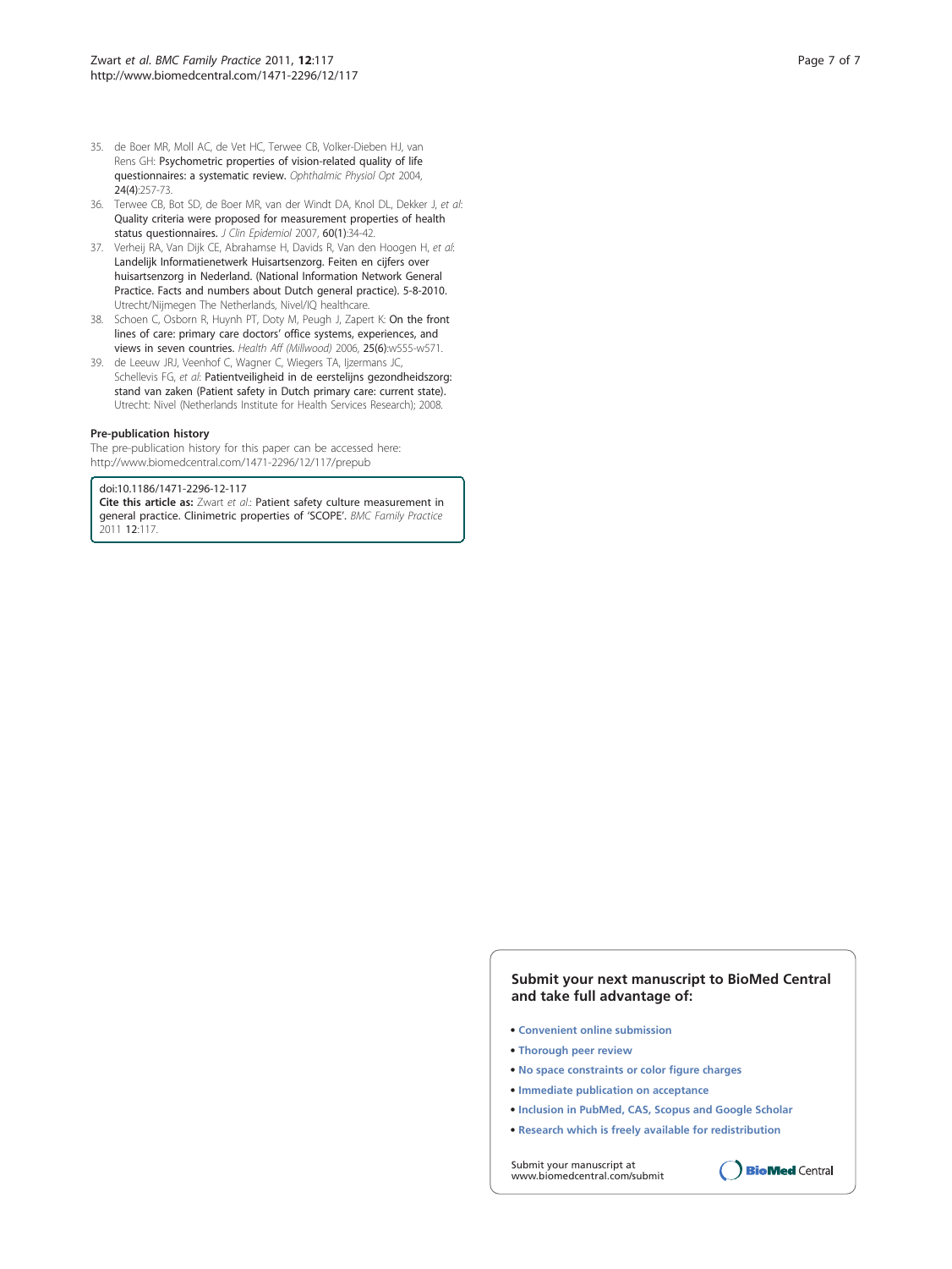35. de Boer MR, Moll AC, de Vet HC, Terwee CB, Volker-Dieben HJ, van Rens GH: **Psychometric properties of vision-related quality of life questionnaires: a systematic review.** *Ophthalmic Physiol Opt* 2004, **24(4)**:257-73.
36. Terwee CB, Bot SD, de Boer MR, van der Windt DA, Knol DL, Dekker J, *et al*: **Quality criteria were proposed for measurement properties of health status questionnaires.** *J Clin Epidemiol* 2007, **60(1)**:34-42.
37. Verheij RA, Van Dijk CE, Abrahamse H, Davids R, Van den Hoogen H, *et al*: **Landelijk Informatienetwerk Huisartsenzorg. Feiten en cijfers over huisartsenzorg in Nederland. (National Information Network General Practice. Facts and numbers about Dutch general practice). 5-8-2010.** Utrecht/Nijmegen The Netherlands, Nivel/IQ healthcare.
38. Schoen C, Osborn R, Huynh PT, Doty M, Peugh J, Zapert K: **On the front lines of care: primary care doctors' office systems, experiences, and views in seven countries.** *Health Aff (Millwood)* 2006, **25(6)**:w555-w571.
39. de Leeuw JRJ, Veenhof C, Wagner C, Wiegers TA, Ijzermans JC, Schellevis FG, *et al*: **Patientveiligheid in de eerstelijns gezondheidszorg: stand van zaken (Patient safety in Dutch primary care: current state).** Utrecht: Nivel (Netherlands Institute for Health Services Research); 2008.

**Pre-publication history**

The pre-publication history for this paper can be accessed here:
http://www.biomedcentral.com/1471-2296/12/117/prepub

doi:10.1186/1471-2296-12-117

**Cite this article as:** Zwart *et al.*: Patient safety culture measurement in general practice. Clinimetric properties of 'SCOPE'. *BMC Family Practice* 2011 **12**:117.

**Submit your next manuscript to BioMed Central and take full advantage of:**

- **Convenient online submission**
- **Thorough peer review**
- **No space constraints or color figure charges**
- **Immediate publication on acceptance**
- **Inclusion in PubMed, CAS, Scopus and Google Scholar**
- **Research which is freely available for redistribution**

Submit your manuscript at
www.biomedcentral.com/submit

BioMed Central